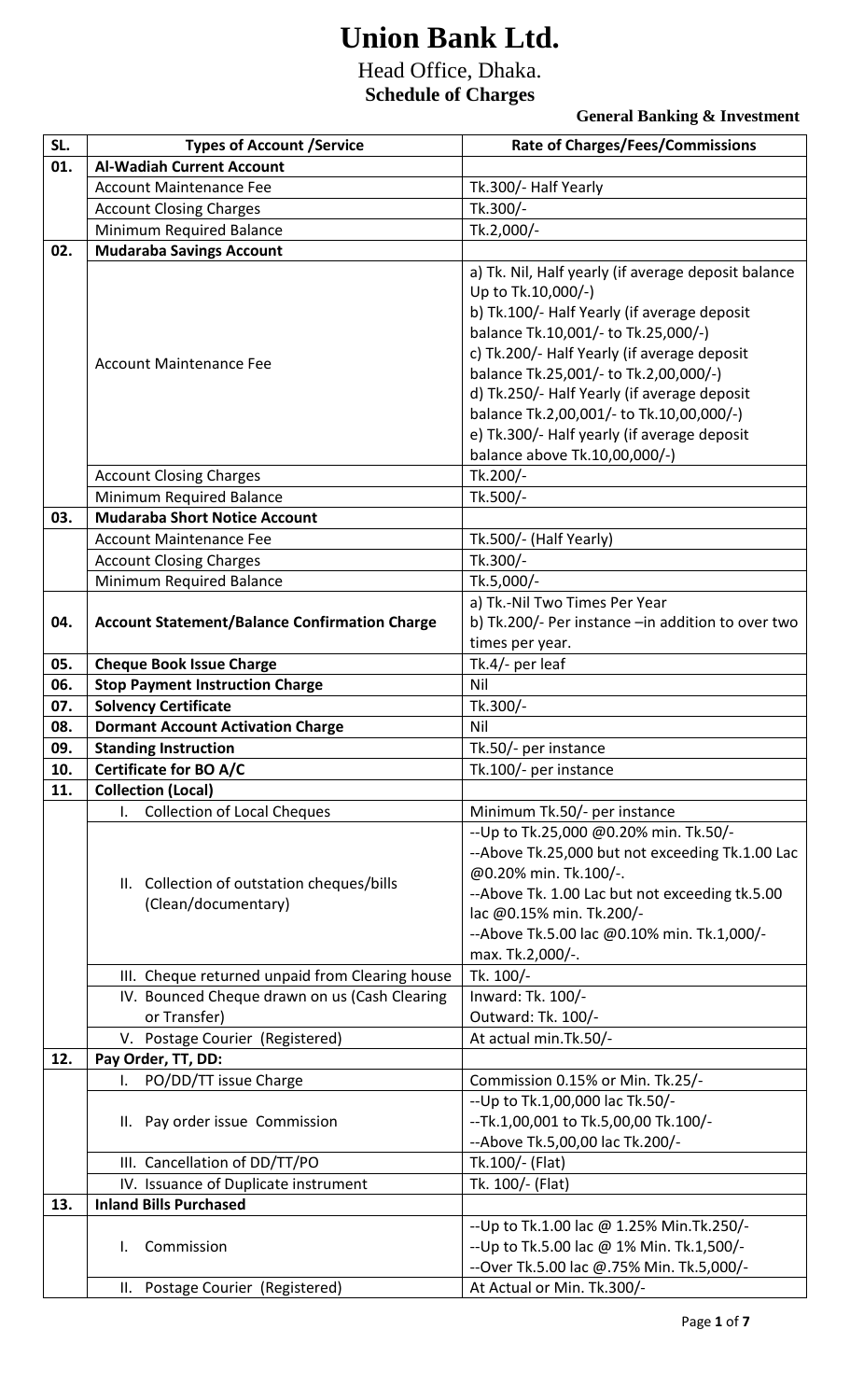# Union Bank Ltd.

## Head Office, Dhaka.

### Schedule of Charges

**General Banking & Investment**

| SL. | Types of Account /Service | Rate of Charges/Fees/Commissions |
|---|---|---|
| **01.** | **Al-Wadiah Current Account** | |
| | Account Maintenance Fee | Tk.300/- Half Yearly |
| | Account Closing Charges | Tk.300/- |
| | Minimum Required Balance | Tk.2,000/- |
| **02.** | **Mudaraba Savings Account** | |
| | Account Maintenance Fee | a) Tk. Nil, Half yearly (if average deposit balance Up to Tk.10,000/-)<br>b) Tk.100/- Half Yearly (if average deposit balance Tk.10,001/- to Tk.25,000/-)<br>c) Tk.200/- Half Yearly (if average deposit balance Tk.25,001/- to Tk.2,00,000/-)<br>d) Tk.250/- Half Yearly (if average deposit balance Tk.2,00,001/- to Tk.10,00,000/-)<br>e) Tk.300/- Half yearly (if average deposit balance above Tk.10,00,000/-) |
| | Account Closing Charges | Tk.200/- |
| | Minimum Required Balance | Tk.500/- |
| **03.** | **Mudaraba Short Notice Account** | |
| | Account Maintenance Fee | Tk.500/- (Half Yearly) |
| | Account Closing Charges | Tk.300/- |
| | Minimum Required Balance | Tk.5,000/- |
| **04.** | **Account Statement/Balance Confirmation Charge** | a) Tk.-Nil Two Times Per Year<br>b) Tk.200/- Per instance –in addition to over two times per year. |
| **05.** | **Cheque Book Issue Charge** | Tk.4/- per leaf |
| **06.** | **Stop Payment Instruction Charge** | Nil |
| **07.** | **Solvency Certificate** | Tk.300/- |
| **08.** | **Dormant Account Activation Charge** | Nil |
| **09.** | **Standing Instruction** | Tk.50/- per instance |
| **10.** | **Certificate for BO A/C** | Tk.100/- per instance |
| **11.** | **Collection (Local)** | |
| | I. Collection of Local Cheques | Minimum Tk.50/- per instance |
| | II. Collection of outstation cheques/bills (Clean/documentary) | --Up to Tk.25,000 @0.20% min. Tk.50/-<br>--Above Tk.25,000 but not exceeding Tk.1.00 Lac @0.20% min. Tk.100/-.<br>--Above Tk. 1.00 Lac but not exceeding tk.5.00 lac @0.15% min. Tk.200/-<br>--Above Tk.5.00 lac @0.10% min. Tk.1,000/- max. Tk.2,000/-. |
| | III. Cheque returned unpaid from Clearing house | Tk. 100/- |
| | IV. Bounced Cheque drawn on us (Cash Clearing or Transfer) | Inward: Tk. 100/-<br>Outward: Tk. 100/- |
| | V. Postage Courier (Registered) | At actual min.Tk.50/- |
| **12.** | **Pay Order, TT, DD:** | |
| | I. PO/DD/TT issue Charge | Commission 0.15% or Min. Tk.25/- |
| | II. Pay order issue Commission | --Up to Tk.1,00,000 lac Tk.50/-<br>--Tk.1,00,001 to Tk.5,00,00 Tk.100/-<br>--Above Tk.5,00,00 lac Tk.200/- |
| | III. Cancellation of DD/TT/PO | Tk.100/- (Flat) |
| | IV. Issuance of Duplicate instrument | Tk. 100/- (Flat) |
| **13.** | **Inland Bills Purchased** | |
| | I. Commission | --Up to Tk.1.00 lac @ 1.25% Min.Tk.250/-<br>--Up to Tk.5.00 lac @ 1% Min. Tk.1,500/-<br>--Over Tk.5.00 lac @.75% Min. Tk.5,000/- |
| | II. Postage Courier (Registered) | At Actual or Min. Tk.300/- |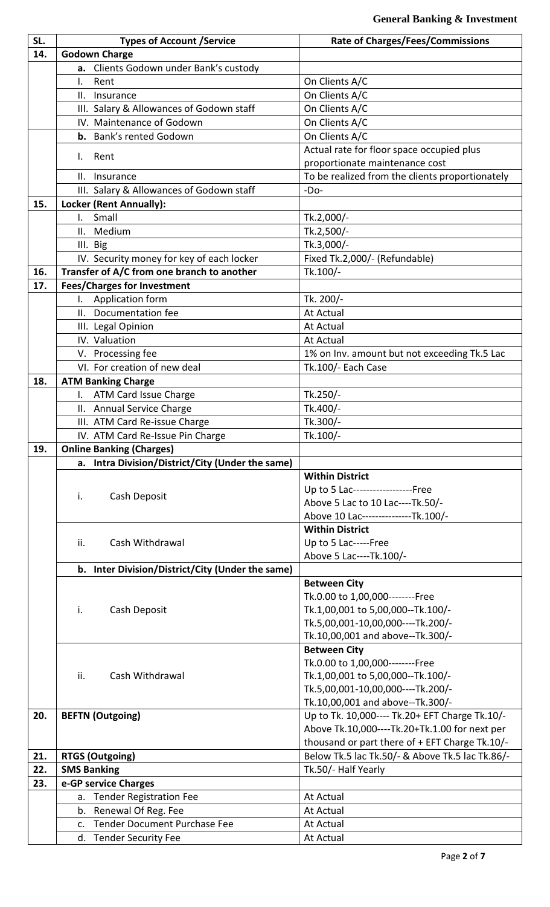| SL. | Types of Account /Service | Rate of Charges/Fees/Commissions |
|---|---|---|
| 14. | **Godown Charge** | |
| | **a.** Clients Godown under Bank's custody | |
| | I. Rent | On Clients A/C |
| | II. Insurance | On Clients A/C |
| | III. Salary & Allowances of Godown staff | On Clients A/C |
| | IV. Maintenance of Godown | On Clients A/C |
| | **b.** Bank's rented Godown | On Clients A/C |
| | I. Rent | Actual rate for floor space occupied plus proportionate maintenance cost |
| | II. Insurance | To be realized from the clients proportionately |
| | III. Salary & Allowances of Godown staff | -Do- |
| 15. | **Locker (Rent Annually):** | |
| | I. Small | Tk.2,000/- |
| | II. Medium | Tk.2,500/- |
| | III. Big | Tk.3,000/- |
| | IV. Security money for key of each locker | Fixed Tk.2,000/- (Refundable) |
| 16. | **Transfer of A/C from one branch to another** | Tk.100/- |
| 17. | **Fees/Charges for Investment** | |
| | I. Application form | Tk. 200/- |
| | II. Documentation fee | At Actual |
| | III. Legal Opinion | At Actual |
| | IV. Valuation | At Actual |
| | V. Processing fee | 1% on Inv. amount but not exceeding Tk.5 Lac |
| | VI. For creation of new deal | Tk.100/- Each Case |
| 18. | **ATM Banking Charge** | |
| | I. ATM Card Issue Charge | Tk.250/- |
| | II. Annual Service Charge | Tk.400/- |
| | III. ATM Card Re-issue Charge | Tk.300/- |
| | IV. ATM Card Re-Issue Pin Charge | Tk.100/- |
| 19. | **Online Banking (Charges)** | |
| | **a. Intra Division/District/City (Under the same)** | |
| | i. Cash Deposit | **Within District**<br>Up to 5 Lac------------------Free<br>Above 5 Lac to 10 Lac----Tk.50/-<br>Above 10 Lac---------------Tk.100/- |
| | ii. Cash Withdrawal | **Within District**<br>Up to 5 Lac-----Free<br>Above 5 Lac----Tk.100/- |
| | **b. Inter Division/District/City (Under the same)** | |
| | i. Cash Deposit | **Between City**<br>Tk.0.00 to 1,00,000--------Free<br>Tk.1,00,001 to 5,00,000--Tk.100/-<br>Tk.5,00,001-10,00,000----Tk.200/-<br>Tk.10,00,001 and above--Tk.300/- |
| | ii. Cash Withdrawal | **Between City**<br>Tk.0.00 to 1,00,000--------Free<br>Tk.1,00,001 to 5,00,000--Tk.100/-<br>Tk.5,00,001-10,00,000----Tk.200/-<br>Tk.10,00,001 and above--Tk.300/- |
| 20. | **BEFTN (Outgoing)** | Up to Tk. 10,000---- Tk.20+ EFT Charge Tk.10/-<br>Above Tk.10,000----Tk.20+Tk.1.00 for next per thousand or part there of + EFT Charge Tk.10/- |
| 21. | **RTGS (Outgoing)** | Below Tk.5 lac Tk.50/- & Above Tk.5 lac Tk.86/- |
| 22. | **SMS Banking** | Tk.50/- Half Yearly |
| 23. | **e-GP service Charges** | |
| | a. Tender Registration Fee | At Actual |
| | b. Renewal Of Reg. Fee | At Actual |
| | c. Tender Document Purchase Fee | At Actual |
| | d. Tender Security Fee | At Actual |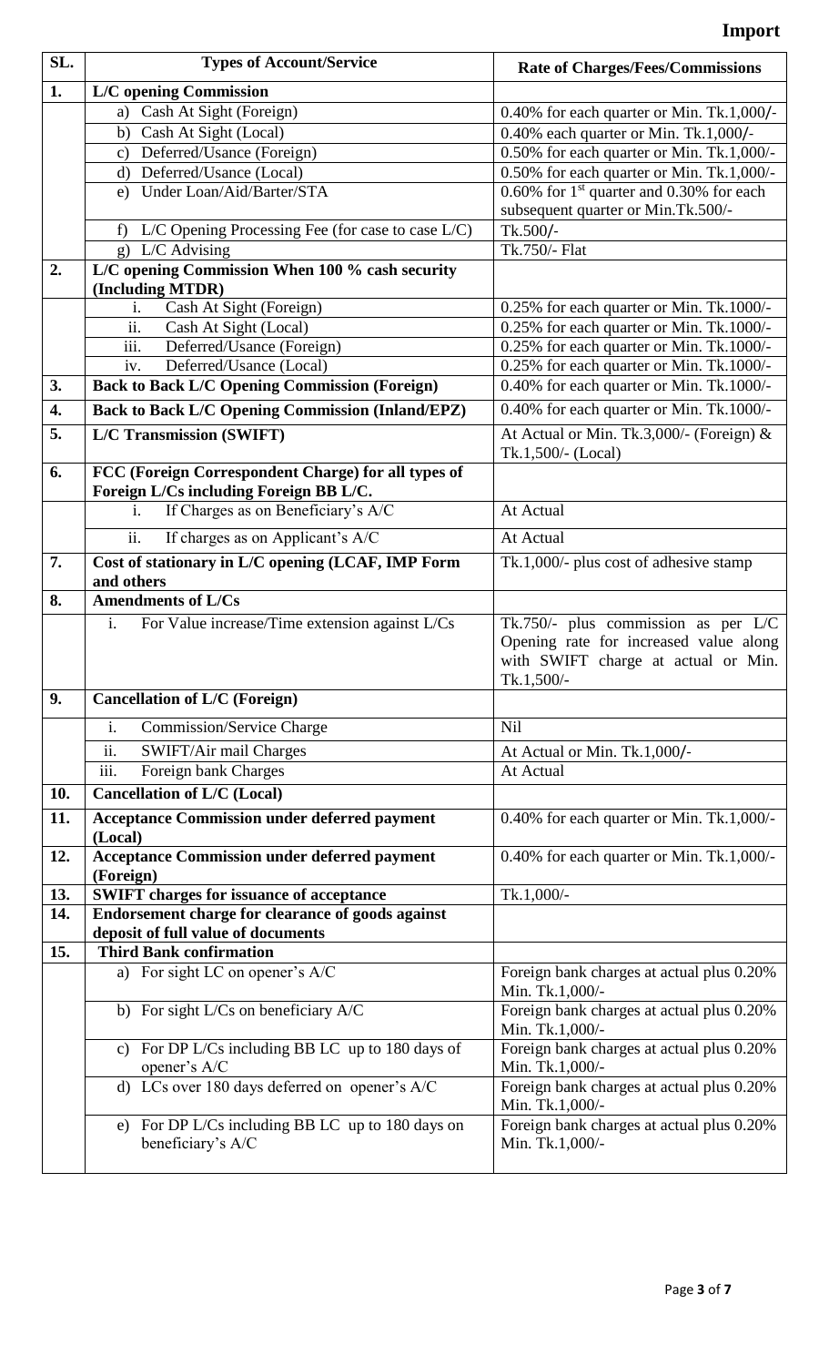# Import

| SL. | Types of Account/Service | Rate of Charges/Fees/Commissions |
|---|---|---|
| **1.** | **L/C opening Commission** | |
| | a) Cash At Sight (Foreign) | 0.40% for each quarter or Min. Tk.1,000/- |
| | b) Cash At Sight (Local) | 0.40% each quarter or Min. Tk.1,000/- |
| | c) Deferred/Usance (Foreign) | 0.50% for each quarter or Min. Tk.1,000/- |
| | d) Deferred/Usance (Local) | 0.50% for each quarter or Min. Tk.1,000/- |
| | e) Under Loan/Aid/Barter/STA | 0.60% for 1st quarter and 0.30% for each subsequent quarter or Min.Tk.500/- |
| | f) L/C Opening Processing Fee (for case to case L/C) | Tk.500/- |
| | g) L/C Advising | Tk.750/- Flat |
| **2.** | **L/C opening Commission When 100 % cash security (Including MTDR)** | |
| | i. Cash At Sight (Foreign) | 0.25% for each quarter or Min. Tk.1000/- |
| | ii. Cash At Sight (Local) | 0.25% for each quarter or Min. Tk.1000/- |
| | iii. Deferred/Usance (Foreign) | 0.25% for each quarter or Min. Tk.1000/- |
| | iv. Deferred/Usance (Local) | 0.25% for each quarter or Min. Tk.1000/- |
| **3.** | **Back to Back L/C Opening Commission (Foreign)** | 0.40% for each quarter or Min. Tk.1000/- |
| **4.** | **Back to Back L/C Opening Commission (Inland/EPZ)** | 0.40% for each quarter or Min. Tk.1000/- |
| **5.** | **L/C Transmission (SWIFT)** | At Actual or Min. Tk.3,000/- (Foreign) & Tk.1,500/- (Local) |
| **6.** | **FCC (Foreign Correspondent Charge) for all types of Foreign L/Cs including Foreign BB L/C.** | |
| | i. If Charges as on Beneficiary's A/C | At Actual |
| | ii. If charges as on Applicant's A/C | At Actual |
| **7.** | **Cost of stationary in L/C opening (LCAF, IMP Form and others** | Tk.1,000/- plus cost of adhesive stamp |
| **8.** | **Amendments of L/Cs** | |
| | i. For Value increase/Time extension against L/Cs | Tk.750/- plus commission as per L/C Opening rate for increased value along with SWIFT charge at actual or Min. Tk.1,500/- |
| **9.** | **Cancellation of L/C (Foreign)** | |
| | i. Commission/Service Charge | Nil |
| | ii. SWIFT/Air mail Charges | At Actual or Min. Tk.1,000/- |
| | iii. Foreign bank Charges | At Actual |
| **10.** | **Cancellation of L/C (Local)** | |
| **11.** | **Acceptance Commission under deferred payment (Local)** | 0.40% for each quarter or Min. Tk.1,000/- |
| **12.** | **Acceptance Commission under deferred payment (Foreign)** | 0.40% for each quarter or Min. Tk.1,000/- |
| **13.** | **SWIFT charges for issuance of acceptance** | Tk.1,000/- |
| **14.** | **Endorsement charge for clearance of goods against deposit of full value of documents** | |
| **15.** | **Third Bank confirmation** | |
| | a) For sight LC on opener's A/C | Foreign bank charges at actual plus 0.20% Min. Tk.1,000/- |
| | b) For sight L/Cs on beneficiary A/C | Foreign bank charges at actual plus 0.20% Min. Tk.1,000/- |
| | c) For DP L/Cs including BB LC up to 180 days of opener's A/C | Foreign bank charges at actual plus 0.20% Min. Tk.1,000/- |
| | d) LCs over 180 days deferred on opener's A/C | Foreign bank charges at actual plus 0.20% Min. Tk.1,000/- |
| | e) For DP L/Cs including BB LC up to 180 days on beneficiary's A/C | Foreign bank charges at actual plus 0.20% Min. Tk.1,000/- |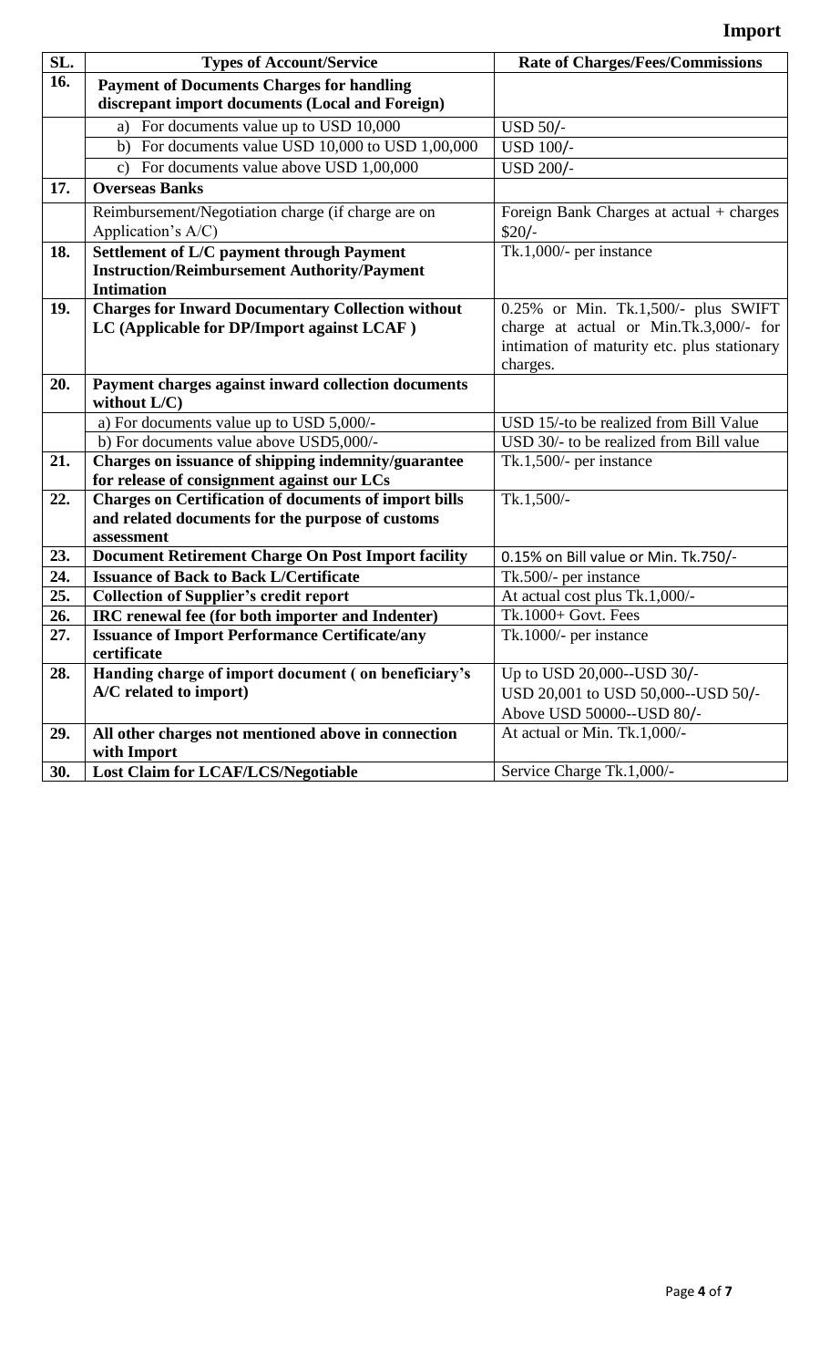**Import**

| SL. | Types of Account/Service | Rate of Charges/Fees/Commissions |
|---|---|---|
| 16. | **Payment of Documents Charges for handling discrepant import documents (Local and Foreign)** | |
| | a) For documents value up to USD 10,000 | USD 50/- |
| | b) For documents value USD 10,000 to USD 1,00,000 | USD 100/- |
| | c) For documents value above USD 1,00,000 | USD 200/- |
| 17. | **Overseas Banks** | |
| | Reimbursement/Negotiation charge (if charge are on Application's A/C) | Foreign Bank Charges at actual + charges $20/- |
| 18. | **Settlement of L/C payment through Payment Instruction/Reimbursement Authority/Payment Intimation** | Tk.1,000/- per instance |
| 19. | **Charges for Inward Documentary Collection without LC (Applicable for DP/Import against LCAF )** | 0.25% or Min. Tk.1,500/- plus SWIFT charge at actual or Min.Tk.3,000/- for intimation of maturity etc. plus stationary charges. |
| 20. | **Payment charges against inward collection documents without L/C)** | |
| | a) For documents value up to USD 5,000/- | USD 15/-to be realized from Bill Value |
| | b) For documents value above USD5,000/- | USD 30/- to be realized from Bill value |
| 21. | **Charges on issuance of shipping indemnity/guarantee for release of consignment against our LCs** | Tk.1,500/- per instance |
| 22. | **Charges on Certification of documents of import bills and related documents for the purpose of customs assessment** | Tk.1,500/- |
| 23. | **Document Retirement Charge On Post Import facility** | 0.15% on Bill value or Min. Tk.750/- |
| 24. | **Issuance of Back to Back L/Certificate** | Tk.500/- per instance |
| 25. | **Collection of Supplier's credit report** | At actual cost plus Tk.1,000/- |
| 26. | **IRC renewal fee (for both importer and Indenter)** | Tk.1000+ Govt. Fees |
| 27. | **Issuance of Import Performance Certificate/any certificate** | Tk.1000/- per instance |
| 28. | **Handing charge of import document ( on beneficiary's A/C related to import)** | Up to USD 20,000--USD 30/-<br>USD 20,001 to USD 50,000--USD 50/-<br>Above USD 50000--USD 80/- |
| 29. | **All other charges not mentioned above in connection with Import** | At actual or Min. Tk.1,000/- |
| 30. | **Lost Claim for LCAF/LCS/Negotiable** | Service Charge Tk.1,000/- |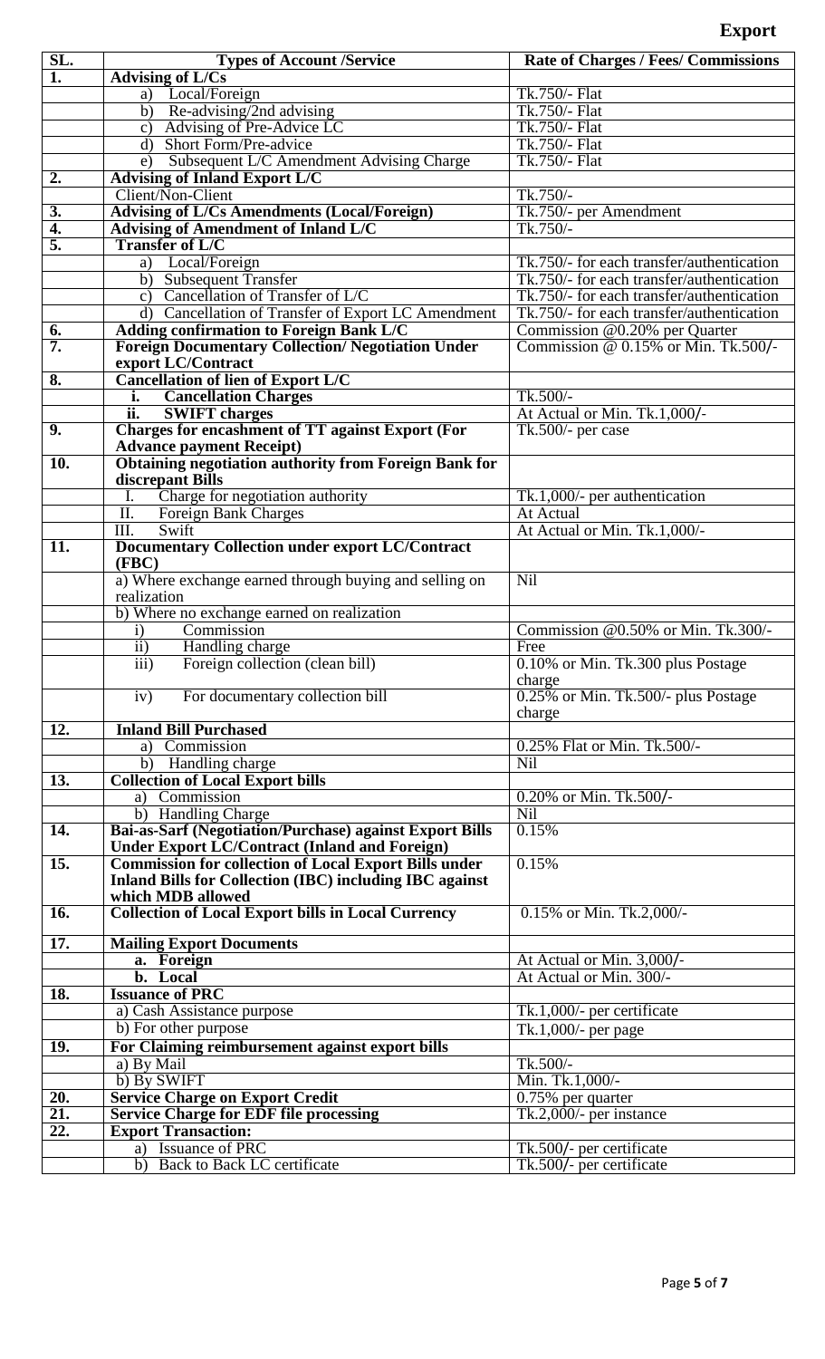# Export

| SL. | Types of Account /Service | Rate of Charges / Fees/ Commissions |
|---|---|---|
| **1.** | **Advising of L/Cs** | |
| | a) Local/Foreign | Tk.750/- Flat |
| | b) Re-advising/2nd advising | Tk.750/- Flat |
| | c) Advising of Pre-Advice LC | Tk.750/- Flat |
| | d) Short Form/Pre-advice | Tk.750/- Flat |
| | e) Subsequent L/C Amendment Advising Charge | Tk.750/- Flat |
| **2.** | **Advising of Inland Export L/C** | |
| | Client/Non-Client | Tk.750/- |
| **3.** | **Advising of L/Cs Amendments (Local/Foreign)** | Tk.750/- per Amendment |
| **4.** | **Advising of Amendment of Inland L/C** | Tk.750/- |
| **5.** | **Transfer of L/C** | |
| | a) Local/Foreign | Tk.750/- for each transfer/authentication |
| | b) Subsequent Transfer | Tk.750/- for each transfer/authentication |
| | c) Cancellation of Transfer of L/C | Tk.750/- for each transfer/authentication |
| | d) Cancellation of Transfer of Export LC Amendment | Tk.750/- for each transfer/authentication |
| **6.** | **Adding confirmation to Foreign Bank L/C** | Commission @0.20% per Quarter |
| **7.** | **Foreign Documentary Collection/ Negotiation Under export LC/Contract** | Commission @ 0.15% or Min. Tk.500/- |
| **8.** | **Cancellation of lien of Export L/C** | |
| | **i. Cancellation Charges** | Tk.500/- |
| | **ii. SWIFT charges** | At Actual or Min. Tk.1,000/- |
| **9.** | **Charges for encashment of TT against Export (For Advance payment Receipt)** | Tk.500/- per case |
| **10.** | **Obtaining negotiation authority from Foreign Bank for discrepant Bills** | |
| | I. Charge for negotiation authority | Tk.1,000/- per authentication |
| | II. Foreign Bank Charges | At Actual |
| | III. Swift | At Actual or Min. Tk.1,000/- |
| **11.** | **Documentary Collection under export LC/Contract (FBC)** | |
| | a) Where exchange earned through buying and selling on realization | Nil |
| | b) Where no exchange earned on realization | |
| | i) Commission | Commission @0.50% or Min. Tk.300/- |
| | ii) Handling charge | Free |
| | iii) Foreign collection (clean bill) | 0.10% or Min. Tk.300 plus Postage charge |
| | iv) For documentary collection bill | 0.25% or Min. Tk.500/- plus Postage charge |
| **12.** | **Inland Bill Purchased** | |
| | a) Commission | 0.25% Flat or Min. Tk.500/- |
| | b) Handling charge | Nil |
| **13.** | **Collection of Local Export bills** | |
| | a) Commission | 0.20% or Min. Tk.500/- |
| | b) Handling Charge | Nil |
| **14.** | **Bai-as-Sarf (Negotiation/Purchase) against Export Bills Under Export LC/Contract (Inland and Foreign)** | 0.15% |
| **15.** | **Commission for collection of Local Export Bills under Inland Bills for Collection (IBC) including IBC against which MDB allowed** | 0.15% |
| **16.** | **Collection of Local Export bills in Local Currency** | 0.15% or Min. Tk.2,000/- |
| **17.** | **Mailing Export Documents** | |
| | **a. Foreign** | At Actual or Min. 3,000/- |
| | **b. Local** | At Actual or Min. 300/- |
| **18.** | **Issuance of PRC** | |
| | a) Cash Assistance purpose | Tk.1,000/- per certificate |
| | b) For other purpose | Tk.1,000/- per page |
| **19.** | **For Claiming reimbursement against export bills** | |
| | a) By Mail | Tk.500/- |
| | b) By SWIFT | Min. Tk.1,000/- |
| **20.** | **Service Charge on Export Credit** | 0.75% per quarter |
| **21.** | **Service Charge for EDF file processing** | Tk.2,000/- per instance |
| **22.** | **Export Transaction:** | |
| | a) Issuance of PRC | Tk.500/- per certificate |
| | b) Back to Back LC certificate | Tk.500/- per certificate |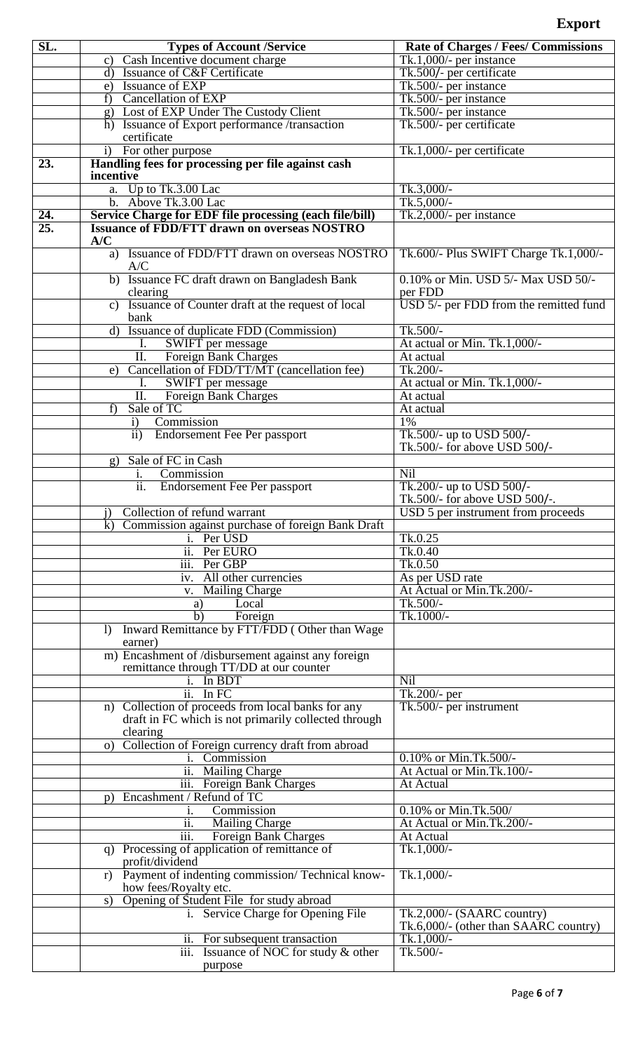# Export

| SL. | Types of Account /Service | Rate of Charges / Fees/ Commissions |
|---|---|---|
| | c) Cash Incentive document charge | Tk.1,000/- per instance |
| | d) Issuance of C&F Certificate | Tk.500/- per certificate |
| | e) Issuance of EXP | Tk.500/- per instance |
| | f) Cancellation of EXP | Tk.500/- per instance |
| | g) Lost of EXP Under The Custody Client | Tk.500/- per instance |
| | h) Issuance of Export performance /transaction certificate | Tk.500/- per certificate |
| | i) For other purpose | Tk.1,000/- per certificate |
| **23.** | **Handling fees for processing per file against cash incentive** | |
| | a. Up to Tk.3.00 Lac | Tk.3,000/- |
| | b. Above Tk.3.00 Lac | Tk.5,000/- |
| **24.** | **Service Charge for EDF file processing (each file/bill)** | Tk.2,000/- per instance |
| **25.** | **Issuance of FDD/FTT drawn on overseas NOSTRO A/C** | |
| | a) Issuance of FDD/FTT drawn on overseas NOSTRO A/C | Tk.600/- Plus SWIFT Charge Tk.1,000/- |
| | b) Issuance FC draft drawn on Bangladesh Bank clearing | 0.10% or Min. USD 5/- Max USD 50/- per FDD |
| | c) Issuance of Counter draft at the request of local bank | USD 5/- per FDD from the remitted fund |
| | d) Issuance of duplicate FDD (Commission) | Tk.500/- |
| | I. SWIFT per message | At actual or Min. Tk.1,000/- |
| | II. Foreign Bank Charges | At actual |
| | e) Cancellation of FDD/TT/MT (cancellation fee) | Tk.200/- |
| | I. SWIFT per message | At actual or Min. Tk.1,000/- |
| | II. Foreign Bank Charges | At actual |
| | f) Sale of TC | At actual |
| | i) Commission | 1% |
| | ii) Endorsement Fee Per passport | Tk.500/- up to USD 500/-<br>Tk.500/- for above USD 500/- |
| | g) Sale of FC in Cash | |
| | i. Commission | Nil |
| | ii. Endorsement Fee Per passport | Tk.200/- up to USD 500/-<br>Tk.500/- for above USD 500/-. |
| | j) Collection of refund warrant | USD 5 per instrument from proceeds |
| | k) Commission against purchase of foreign Bank Draft | |
| | i. Per USD | Tk.0.25 |
| | ii. Per EURO | Tk.0.40 |
| | iii. Per GBP | Tk.0.50 |
| | iv. All other currencies | As per USD rate |
| | v. Mailing Charge | At Actual or Min.Tk.200/- |
| | a) Local | Tk.500/- |
| | b) Foreign | Tk.1000/- |
| | l) Inward Remittance by FTT/FDD ( Other than Wage earner) | |
| | m) Encashment of /disbursement against any foreign remittance through TT/DD at our counter | |
| | i. In BDT | Nil |
| | ii. In FC | Tk.200/- per |
| | n) Collection of proceeds from local banks for any draft in FC which is not primarily collected through clearing | Tk.500/- per instrument |
| | o) Collection of Foreign currency draft from abroad | |
| | i. Commission | 0.10% or Min.Tk.500/- |
| | ii. Mailing Charge | At Actual or Min.Tk.100/- |
| | iii. Foreign Bank Charges | At Actual |
| | p) Encashment / Refund of TC | |
| | i. Commission | 0.10% or Min.Tk.500/ |
| | ii. Mailing Charge | At Actual or Min.Tk.200/- |
| | iii. Foreign Bank Charges | At Actual |
| | q) Processing of application of remittance of profit/dividend | Tk.1,000/- |
| | r) Payment of indenting commission/ Technical know-how fees/Royalty etc. | Tk.1,000/- |
| | s) Opening of Student File for study abroad | |
| | i. Service Charge for Opening File | Tk.2,000/- (SAARC country)<br>Tk.6,000/- (other than SAARC country) |
| | ii. For subsequent transaction | Tk.1,000/- |
| | iii. Issuance of NOC for study & other purpose | Tk.500/- |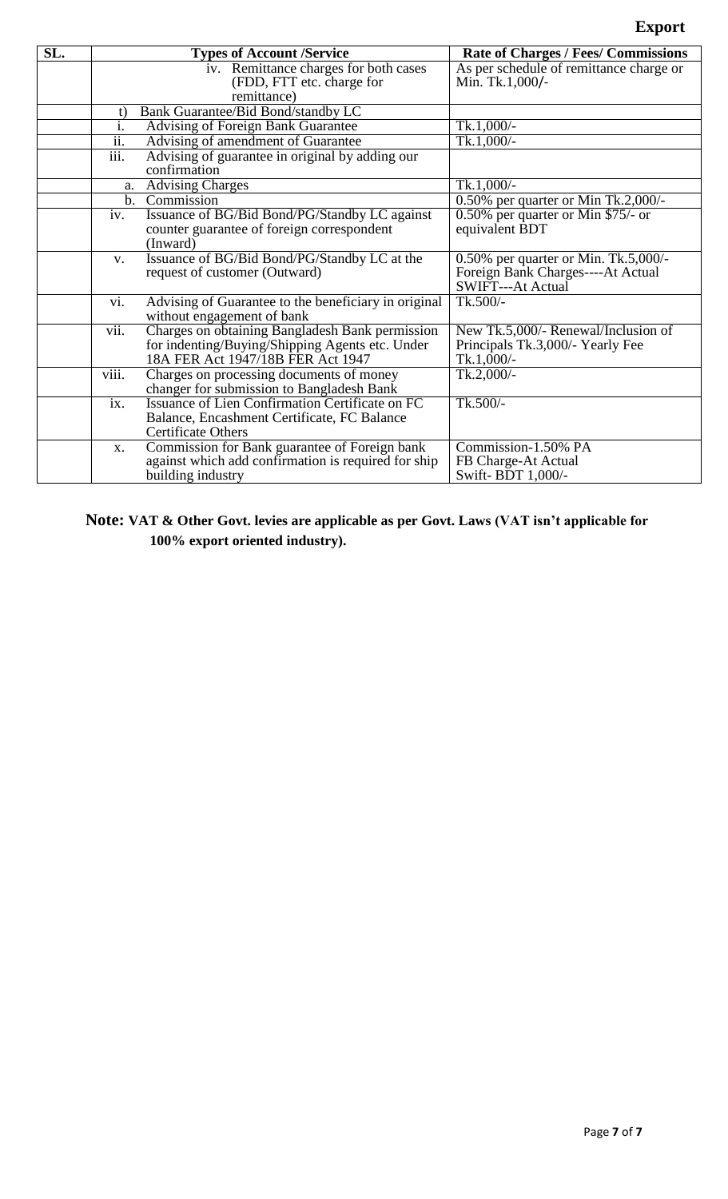**Export**

| SL. | Types of Account /Service | Rate of Charges / Fees/ Commissions |
|---|---|---|
| | iv. Remittance charges for both cases (FDD, FTT etc. charge for remittance) | As per schedule of remittance charge or Min. Tk.1,000/- |
| | t) Bank Guarantee/Bid Bond/standby LC | |
| | i. Advising of Foreign Bank Guarantee | Tk.1,000/- |
| | ii. Advising of amendment of Guarantee | Tk.1,000/- |
| | iii. Advising of guarantee in original by adding our confirmation | |
| | a. Advising Charges | Tk.1,000/- |
| | b. Commission | 0.50% per quarter or Min Tk.2,000/- |
| | iv. Issuance of BG/Bid Bond/PG/Standby LC against counter guarantee of foreign correspondent (Inward) | 0.50% per quarter or Min $75/- or equivalent BDT |
| | v. Issuance of BG/Bid Bond/PG/Standby LC at the request of customer (Outward) | 0.50% per quarter or Min. Tk.5,000/- Foreign Bank Charges----At Actual SWIFT---At Actual |
| | vi. Advising of Guarantee to the beneficiary in original without engagement of bank | Tk.500/- |
| | vii. Charges on obtaining Bangladesh Bank permission for indenting/Buying/Shipping Agents etc. Under 18A FER Act 1947/18B FER Act 1947 | New Tk.5,000/- Renewal/Inclusion of Principals Tk.3,000/- Yearly Fee Tk.1,000/- |
| | viii. Charges on processing documents of money changer for submission to Bangladesh Bank | Tk.2,000/- |
| | ix. Issuance of Lien Confirmation Certificate on FC Balance, Encashment Certificate, FC Balance Certificate Others | Tk.500/- |
| | x. Commission for Bank guarantee of Foreign bank against which add confirmation is required for ship building industry | Commission-1.50% PA FB Charge-At Actual Swift- BDT 1,000/- |

**Note: VAT & Other Govt. levies are applicable as per Govt. Laws (VAT isn't applicable for 100% export oriented industry).**